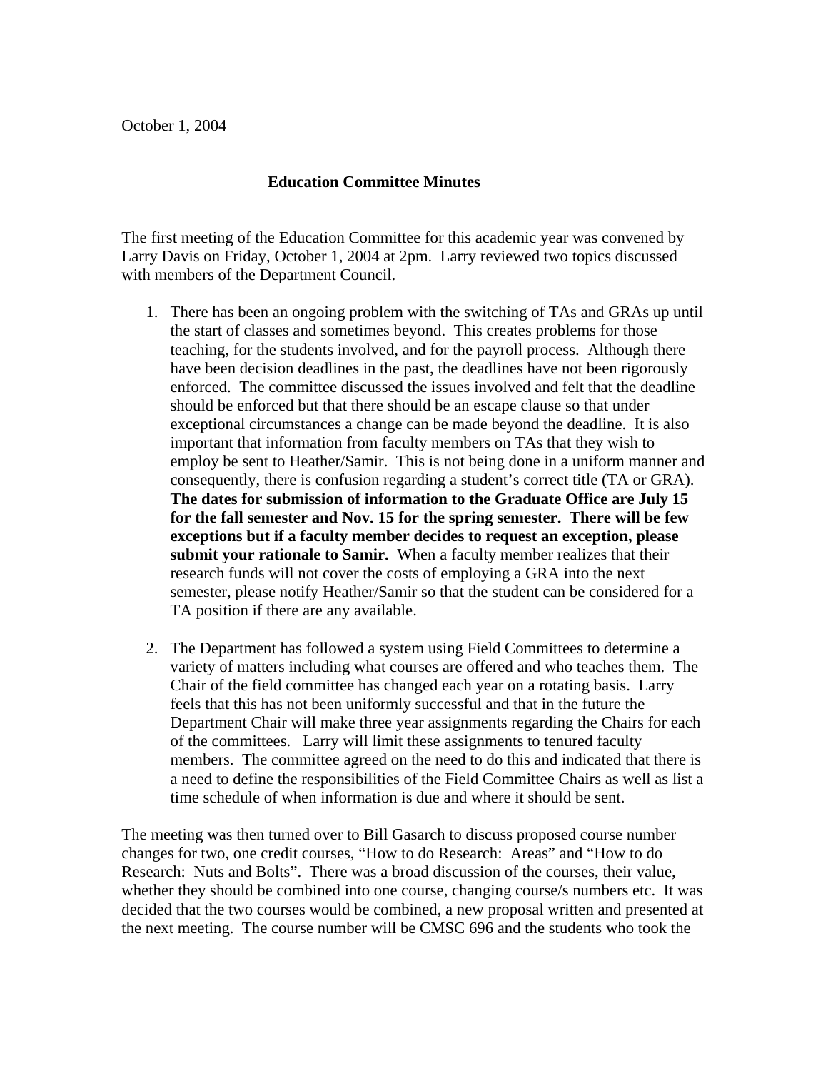October 1, 2004

**Education Committee Minutes**

The first meeting of the Education Committee for this academic year was convened by Larry Davis on Friday, October 1, 2004 at 2pm. Larry reviewed two topics discussed with members of the Department Council.

1. There has been an ongoing problem with the switching of TAs and GRAs up until the start of classes and sometimes beyond. This creates problems for those teaching, for the students involved, and for the payroll process. Although there have been decision deadlines in the past, the deadlines have not been rigorously enforced. The committee discussed the issues involved and felt that the deadline should be enforced but that there should be an escape clause so that under exceptional circumstances a change can be made beyond the deadline. It is also important that information from faculty members on TAs that they wish to employ be sent to Heather/Samir. This is not being done in a uniform manner and consequently, there is confusion regarding a student's correct title (TA or GRA). **The dates for submission of information to the Graduate Office are July 15 for the fall semester and Nov. 15 for the spring semester. There will be few exceptions but if a faculty member decides to request an exception, please submit your rationale to Samir.** When a faculty member realizes that their research funds will not cover the costs of employing a GRA into the next semester, please notify Heather/Samir so that the student can be considered for a TA position if there are any available.

2. The Department has followed a system using Field Committees to determine a variety of matters including what courses are offered and who teaches them. The Chair of the field committee has changed each year on a rotating basis. Larry feels that this has not been uniformly successful and that in the future the Department Chair will make three year assignments regarding the Chairs for each of the committees. Larry will limit these assignments to tenured faculty members. The committee agreed on the need to do this and indicated that there is a need to define the responsibilities of the Field Committee Chairs as well as list a time schedule of when information is due and where it should be sent.

The meeting was then turned over to Bill Gasarch to discuss proposed course number changes for two, one credit courses, "How to do Research: Areas" and "How to do Research: Nuts and Bolts". There was a broad discussion of the courses, their value, whether they should be combined into one course, changing course/s numbers etc. It was decided that the two courses would be combined, a new proposal written and presented at the next meeting. The course number will be CMSC 696 and the students who took the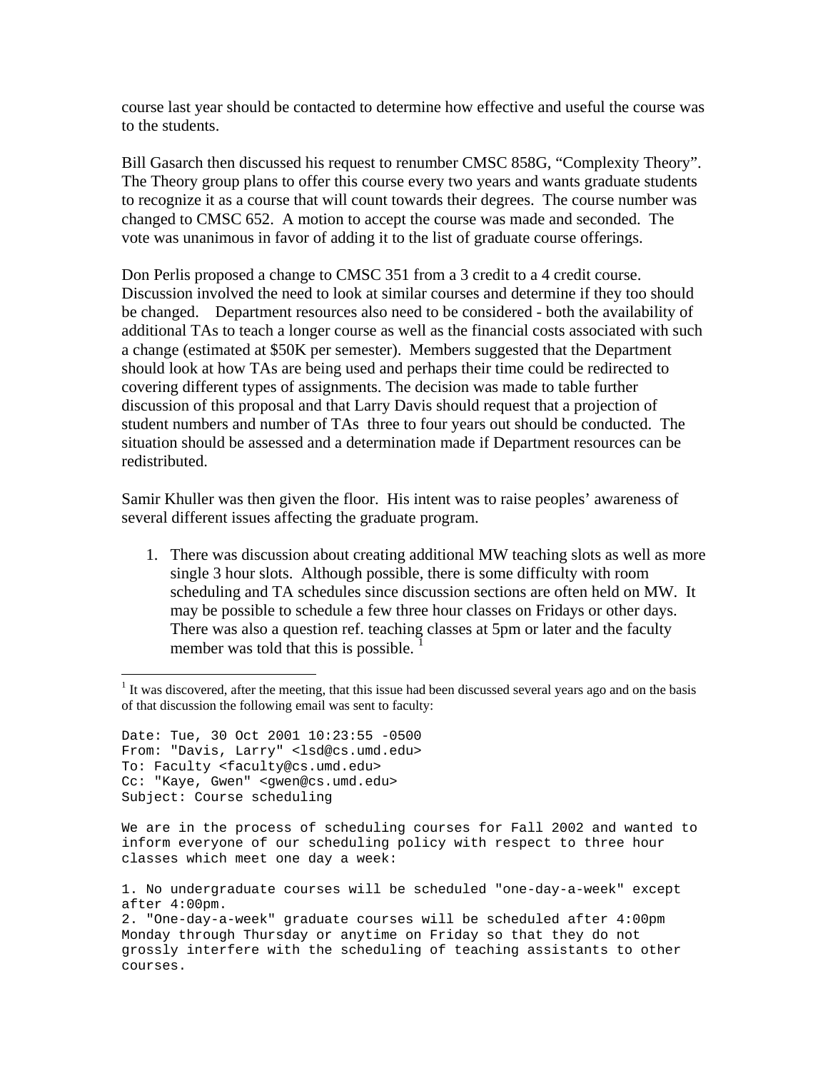course last year should be contacted to determine how effective and useful the course was to the students.

Bill Gasarch then discussed his request to renumber CMSC 858G, "Complexity Theory". The Theory group plans to offer this course every two years and wants graduate students to recognize it as a course that will count towards their degrees. The course number was changed to CMSC 652. A motion to accept the course was made and seconded. The vote was unanimous in favor of adding it to the list of graduate course offerings.

Don Perlis proposed a change to CMSC 351 from a 3 credit to a 4 credit course. Discussion involved the need to look at similar courses and determine if they too should be changed. Department resources also need to be considered - both the availability of additional TAs to teach a longer course as well as the financial costs associated with such a change (estimated at $50K per semester). Members suggested that the Department should look at how TAs are being used and perhaps their time could be redirected to covering different types of assignments. The decision was made to table further discussion of this proposal and that Larry Davis should request that a projection of student numbers and number of TAs three to four years out should be conducted. The situation should be assessed and a determination made if Department resources can be redistributed.

Samir Khuller was then given the floor. His intent was to raise peoples' awareness of several different issues affecting the graduate program.

1. There was discussion about creating additional MW teaching slots as well as more single 3 hour slots. Although possible, there is some difficulty with room scheduling and TA schedules since discussion sections are often held on MW. It may be possible to schedule a few three hour classes on Fridays or other days. There was also a question ref. teaching classes at 5pm or later and the faculty member was told that this is possible. [1]

---

[1] It was discovered, after the meeting, that this issue had been discussed several years ago and on the basis of that discussion the following email was sent to faculty:

```
Date: Tue, 30 Oct 2001 10:23:55 -0500
From: "Davis, Larry" <lsd@cs.umd.edu>
To: Faculty <faculty@cs.umd.edu>
Cc: "Kaye, Gwen" <gwen@cs.umd.edu>
Subject: Course scheduling

We are in the process of scheduling courses for Fall 2002 and wanted to
inform everyone of our scheduling policy with respect to three hour
classes which meet one day a week:

1. No undergraduate courses will be scheduled "one-day-a-week" except
after 4:00pm.
2. "One-day-a-week" graduate courses will be scheduled after 4:00pm
Monday through Thursday or anytime on Friday so that they do not
grossly interfere with the scheduling of teaching assistants to other
courses.
```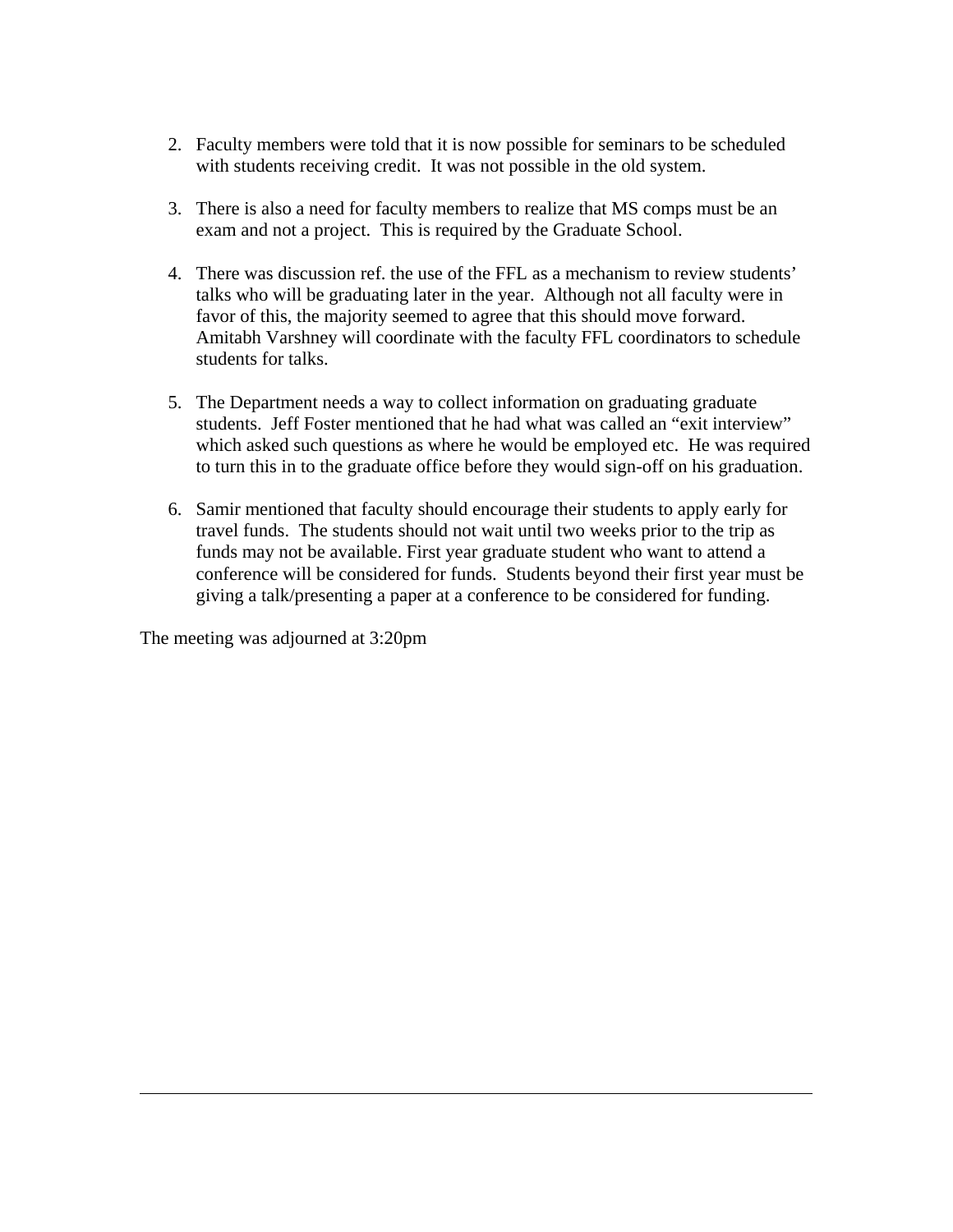2. Faculty members were told that it is now possible for seminars to be scheduled with students receiving credit. It was not possible in the old system.

3. There is also a need for faculty members to realize that MS comps must be an exam and not a project. This is required by the Graduate School.

4. There was discussion ref. the use of the FFL as a mechanism to review students' talks who will be graduating later in the year. Although not all faculty were in favor of this, the majority seemed to agree that this should move forward. Amitabh Varshney will coordinate with the faculty FFL coordinators to schedule students for talks.

5. The Department needs a way to collect information on graduating graduate students. Jeff Foster mentioned that he had what was called an "exit interview" which asked such questions as where he would be employed etc. He was required to turn this in to the graduate office before they would sign-off on his graduation.

6. Samir mentioned that faculty should encourage their students to apply early for travel funds. The students should not wait until two weeks prior to the trip as funds may not be available. First year graduate student who want to attend a conference will be considered for funds. Students beyond their first year must be giving a talk/presenting a paper at a conference to be considered for funding.

The meeting was adjourned at 3:20pm